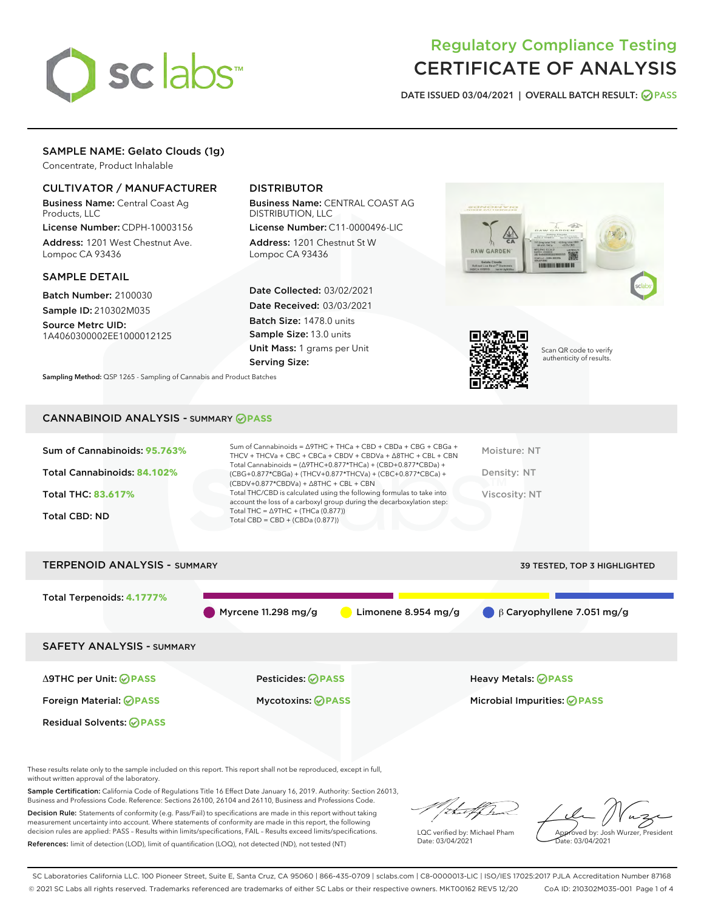# Regulatory Compliance Testing
# CERTIFICATE OF ANALYSIS

DATE ISSUED 03/04/2021 | OVERALL BATCH RESULT: PASS

## SAMPLE NAME: Gelato Clouds (1g)

Concentrate, Product Inhalable

### CULTIVATOR / MANUFACTURER

**Business Name:** Central Coast Ag Products, LLC

**License Number:** CDPH-10003156

**Address:** 1201 West Chestnut Ave. Lompoc CA 93436

### DISTRIBUTOR

**Business Name:** CENTRAL COAST AG DISTRIBUTION, LLC

**License Number:** C11-0000496-LIC

**Address:** 1201 Chestnut St W Lompoc CA 93436

### SAMPLE DETAIL

**Batch Number:** 2100030

**Sample ID:** 210302M035

**Source Metrc UID:** 1A4060300002EE1000012125

**Date Collected:** 03/02/2021

**Date Received:** 03/03/2021

**Batch Size:** 1478.0 units

**Sample Size:** 13.0 units

**Unit Mass:** 1 grams per Unit

**Serving Size:**

Scan QR code to verify authenticity of results.

**Sampling Method:** QSP 1265 - Sampling of Cannabis and Product Batches

## CANNABINOID ANALYSIS - SUMMARY PASS

Sum of Cannabinoids: **95.763%**

Total Cannabinoids: **84.102%**

Total THC: **83.617%**

Total CBD: ND

Sum of Cannabinoids = Δ9THC + THCa + CBD + CBDa + CBG + CBGa + THCV + THCVa + CBC + CBCa + CBDV + CBDVa + Δ8THC + CBL + CBN
Total Cannabinoids = (Δ9THC+0.877*THCa) + (CBD+0.877*CBDa) + (CBG+0.877*CBGa) + (THCV+0.877*THCVa) + (CBC+0.877*CBCa) + (CBDV+0.877*CBDVa) + Δ8THC + CBL + CBN
Total THC/CBD is calculated using the following formulas to take into account the loss of a carboxyl group during the decarboxylation step:
Total THC = Δ9THC + (THCa (0.877))
Total CBD = CBD + (CBDa (0.877))

Moisture: NT

Density: NT

Viscosity: NT

## TERPENOID ANALYSIS - SUMMARY

39 TESTED, TOP 3 HIGHLIGHTED

Total Terpenoids: **4.1777%**

Myrcene 11.298 mg/g

Limonene 8.954 mg/g

β Caryophyllene 7.051 mg/g

## SAFETY ANALYSIS - SUMMARY

Δ9THC per Unit: PASS

Pesticides: PASS

Heavy Metals: PASS

Foreign Material: PASS

Mycotoxins: PASS

Microbial Impurities: PASS

Residual Solvents: PASS

These results relate only to the sample included on this report. This report shall not be reproduced, except in full, without written approval of the laboratory.

**Sample Certification:** California Code of Regulations Title 16 Effect Date January 16, 2019. Authority: Section 26013, Business and Professions Code. Reference: Sections 26100, 26104 and 26110, Business and Professions Code.

**Decision Rule:** Statements of conformity (e.g. Pass/Fail) to specifications are made in this report without taking measurement uncertainty into account. Where statements of conformity are made in this report, the following decision rules are applied: PASS – Results within limits/specifications, FAIL – Results exceed limits/specifications.

**References:** limit of detection (LOD), limit of quantification (LOQ), not detected (ND), not tested (NT)

LQC verified by: Michael Pham
Date: 03/04/2021

Approved by: Josh Wurzer, President
Date: 03/04/2021

SC Laboratories California LLC. 100 Pioneer Street, Suite E, Santa Cruz, CA 95060 | 866-435-0709 | sclabs.com | C8-0000013-LIC | ISO/IES 17025:2017 PJLA Accreditation Number 87168
© 2021 SC Labs all rights reserved. Trademarks referenced are trademarks of either SC Labs or their respective owners. MKT00162 REV5 12/20 CoA ID: 210302M035-001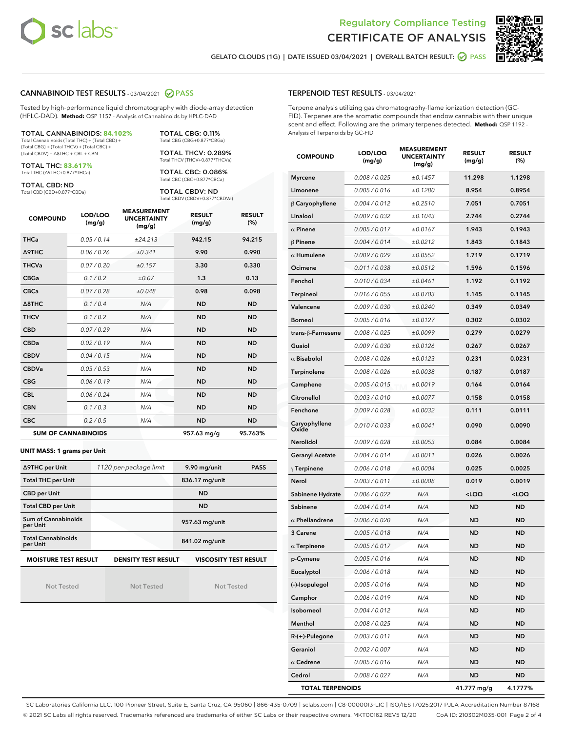# Regulatory Compliance Testing
# CERTIFICATE OF ANALYSIS

GELATO CLOUDS (1G) | DATE ISSUED 03/04/2021 | OVERALL BATCH RESULT: PASS

## CANNABINOID TEST RESULTS - 03/04/2021 PASS

Tested by high-performance liquid chromatography with diode-array detection (HPLC-DAD). **Method:** QSP 1157 - Analysis of Cannabinoids by HPLC-DAD

**TOTAL CANNABINOIDS: 84.102%**
Total Cannabinoids (Total THC) + (Total CBD) + (Total CBG) + (Total THCV) + (Total CBC) + (Total CBDV) + Δ8THC + CBL + CBN

**TOTAL THC: 83.617%**
Total THC (Δ9THC+0.877*THCa)

**TOTAL CBD: ND**
Total CBD (CBD+0.877*CBDa)

**TOTAL CBG: 0.11%**
Total CBG (CBG+0.877*CBGa)

**TOTAL THCV: 0.289%**
Total THCV (THCV+0.877*THCVa)

**TOTAL CBC: 0.086%**
Total CBC (CBC+0.877*CBCa)

**TOTAL CBDV: ND**
Total CBDV (CBDV+0.877*CBDVa)

| COMPOUND | LOD/LOQ (mg/g) | MEASUREMENT UNCERTAINTY (mg/g) | RESULT (mg/g) | RESULT (%) |
|---|---|---|---|---|
| THCa | 0.05 / 0.14 | ±24.213 | 942.15 | 94.215 |
| Δ9THC | 0.06 / 0.26 | ±0.341 | 9.90 | 0.990 |
| THCVa | 0.07 / 0.20 | ±0.157 | 3.30 | 0.330 |
| CBGa | 0.1 / 0.2 | ±0.07 | 1.3 | 0.13 |
| CBCa | 0.07 / 0.28 | ±0.048 | 0.98 | 0.098 |
| Δ8THC | 0.1 / 0.4 | N/A | ND | ND |
| THCV | 0.1 / 0.2 | N/A | ND | ND |
| CBD | 0.07 / 0.29 | N/A | ND | ND |
| CBDa | 0.02 / 0.19 | N/A | ND | ND |
| CBDV | 0.04 / 0.15 | N/A | ND | ND |
| CBDVa | 0.03 / 0.53 | N/A | ND | ND |
| CBG | 0.06 / 0.19 | N/A | ND | ND |
| CBL | 0.06 / 0.24 | N/A | ND | ND |
| CBN | 0.1 / 0.3 | N/A | ND | ND |
| CBC | 0.2 / 0.5 | N/A | ND | ND |
| **SUM OF CANNABINOIDS** | | | **957.63 mg/g** | **95.763%** |

**UNIT MASS: 1 grams per Unit**

| | | | |
|---|---|---|---|
| Δ9THC per Unit | 1120 per-package limit | 9.90 mg/unit | PASS |
| Total THC per Unit | | 836.17 mg/unit | |
| CBD per Unit | | ND | |
| Total CBD per Unit | | ND | |
| Sum of Cannabinoids per Unit | | 957.63 mg/unit | |
| Total Cannabinoids per Unit | | 841.02 mg/unit | |

| MOISTURE TEST RESULT | DENSITY TEST RESULT | VISCOSITY TEST RESULT |
|---|---|---|
| Not Tested | Not Tested | Not Tested |

## TERPENOID TEST RESULTS - 03/04/2021

Terpene analysis utilizing gas chromatography-flame ionization detection (GC-FID). Terpenes are the aromatic compounds that endow cannabis with their unique scent and effect. Following are the primary terpenes detected. **Method:** QSP 1192 - Analysis of Terpenoids by GC-FID

| COMPOUND | LOD/LOQ (mg/g) | MEASUREMENT UNCERTAINTY (mg/g) | RESULT (mg/g) | RESULT (%) |
|---|---|---|---|---|
| Myrcene | 0.008 / 0.025 | ±0.1457 | 11.298 | 1.1298 |
| Limonene | 0.005 / 0.016 | ±0.1280 | 8.954 | 0.8954 |
| β Caryophyllene | 0.004 / 0.012 | ±0.2510 | 7.051 | 0.7051 |
| Linalool | 0.009 / 0.032 | ±0.1043 | 2.744 | 0.2744 |
| α Pinene | 0.005 / 0.017 | ±0.0167 | 1.943 | 0.1943 |
| β Pinene | 0.004 / 0.014 | ±0.0212 | 1.843 | 0.1843 |
| α Humulene | 0.009 / 0.029 | ±0.0552 | 1.719 | 0.1719 |
| Ocimene | 0.011 / 0.038 | ±0.0512 | 1.596 | 0.1596 |
| Fenchol | 0.010 / 0.034 | ±0.0461 | 1.192 | 0.1192 |
| Terpineol | 0.016 / 0.055 | ±0.0703 | 1.145 | 0.1145 |
| Valencene | 0.009 / 0.030 | ±0.0240 | 0.349 | 0.0349 |
| Borneol | 0.005 / 0.016 | ±0.0127 | 0.302 | 0.0302 |
| trans-β-Farnesene | 0.008 / 0.025 | ±0.0099 | 0.279 | 0.0279 |
| Guaiol | 0.009 / 0.030 | ±0.0126 | 0.267 | 0.0267 |
| α Bisabolol | 0.008 / 0.026 | ±0.0123 | 0.231 | 0.0231 |
| Terpinolene | 0.008 / 0.026 | ±0.0038 | 0.187 | 0.0187 |
| Camphene | 0.005 / 0.015 | ±0.0019 | 0.164 | 0.0164 |
| Citronellol | 0.003 / 0.010 | ±0.0077 | 0.158 | 0.0158 |
| Fenchone | 0.009 / 0.028 | ±0.0032 | 0.111 | 0.0111 |
| Caryophyllene Oxide | 0.010 / 0.033 | ±0.0041 | 0.090 | 0.0090 |
| Nerolidol | 0.009 / 0.028 | ±0.0053 | 0.084 | 0.0084 |
| Geranyl Acetate | 0.004 / 0.014 | ±0.0011 | 0.026 | 0.0026 |
| γ Terpinene | 0.006 / 0.018 | ±0.0004 | 0.025 | 0.0025 |
| Nerol | 0.003 / 0.011 | ±0.0008 | 0.019 | 0.0019 |
| Sabinene Hydrate | 0.006 / 0.022 | N/A | <LOQ | <LOQ |
| Sabinene | 0.004 / 0.014 | N/A | ND | ND |
| α Phellandrene | 0.006 / 0.020 | N/A | ND | ND |
| 3 Carene | 0.005 / 0.018 | N/A | ND | ND |
| α Terpinene | 0.005 / 0.017 | N/A | ND | ND |
| p-Cymene | 0.005 / 0.016 | N/A | ND | ND |
| Eucalyptol | 0.006 / 0.018 | N/A | ND | ND |
| (-)-Isopulegol | 0.005 / 0.016 | N/A | ND | ND |
| Camphor | 0.006 / 0.019 | N/A | ND | ND |
| Isoborneol | 0.004 / 0.012 | N/A | ND | ND |
| Menthol | 0.008 / 0.025 | N/A | ND | ND |
| R-(+)-Pulegone | 0.003 / 0.011 | N/A | ND | ND |
| Geraniol | 0.002 / 0.007 | N/A | ND | ND |
| α Cedrene | 0.005 / 0.016 | N/A | ND | ND |
| Cedrol | 0.008 / 0.027 | N/A | ND | ND |
| **TOTAL TERPENOIDS** | | | **41.777 mg/g** | **4.1777%** |

SC Laboratories California LLC. 100 Pioneer Street, Suite E, Santa Cruz, CA 95060 | 866-435-0709 | sclabs.com | C8-0000013-LIC | ISO/IES 17025:2017 PJLA Accreditation Number 87168
© 2021 SC Labs all rights reserved. Trademarks referenced are trademarks of either SC Labs or their respective owners. MKT00162 REV5 12/20 CoA ID: 210302M035-001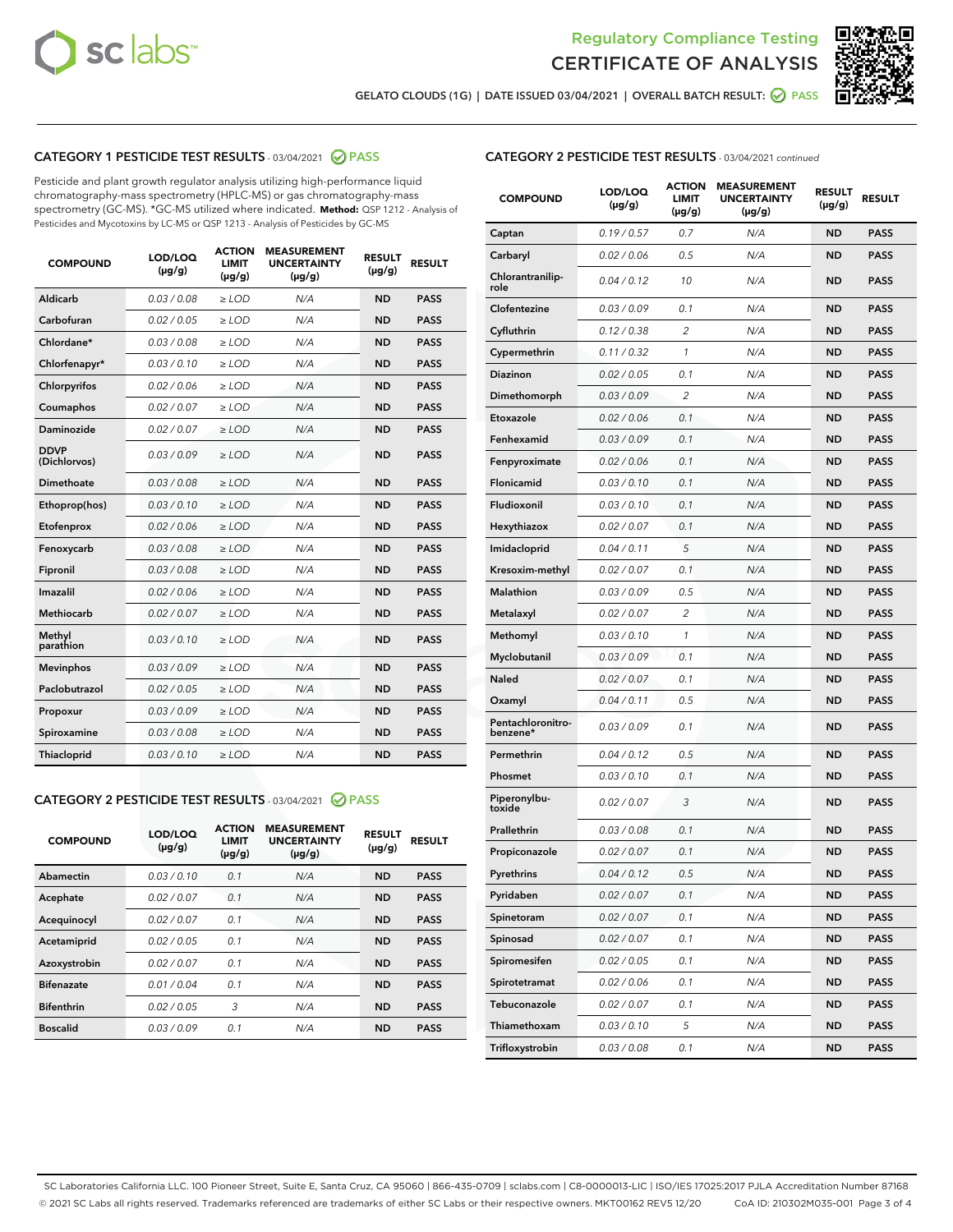GELATO CLOUDS (1G) | DATE ISSUED 03/04/2021 | OVERALL BATCH RESULT: PASS

## CATEGORY 1 PESTICIDE TEST RESULTS - 03/04/2021 PASS

Pesticide and plant growth regulator analysis utilizing high-performance liquid chromatography-mass spectrometry (HPLC-MS) or gas chromatography-mass spectrometry (GC-MS). *GC-MS utilized where indicated. **Method:** QSP 1212 - Analysis of Pesticides and Mycotoxins by LC-MS or QSP 1213 - Analysis of Pesticides by GC-MS

| COMPOUND | LOD/LOQ (µg/g) | ACTION LIMIT (µg/g) | MEASUREMENT UNCERTAINTY (µg/g) | RESULT (µg/g) | RESULT |
|---|---|---|---|---|---|
| Aldicarb | 0.03 / 0.08 | ≥ LOD | N/A | ND | PASS |
| Carbofuran | 0.02 / 0.05 | ≥ LOD | N/A | ND | PASS |
| Chlordane* | 0.03 / 0.08 | ≥ LOD | N/A | ND | PASS |
| Chlorfenapyr* | 0.03 / 0.10 | ≥ LOD | N/A | ND | PASS |
| Chlorpyrifos | 0.02 / 0.06 | ≥ LOD | N/A | ND | PASS |
| Coumaphos | 0.02 / 0.07 | ≥ LOD | N/A | ND | PASS |
| Daminozide | 0.02 / 0.07 | ≥ LOD | N/A | ND | PASS |
| DDVP (Dichlorvos) | 0.03 / 0.09 | ≥ LOD | N/A | ND | PASS |
| Dimethoate | 0.03 / 0.08 | ≥ LOD | N/A | ND | PASS |
| Ethoprop(hos) | 0.03 / 0.10 | ≥ LOD | N/A | ND | PASS |
| Etofenprox | 0.02 / 0.06 | ≥ LOD | N/A | ND | PASS |
| Fenoxycarb | 0.03 / 0.08 | ≥ LOD | N/A | ND | PASS |
| Fipronil | 0.03 / 0.08 | ≥ LOD | N/A | ND | PASS |
| Imazalil | 0.02 / 0.06 | ≥ LOD | N/A | ND | PASS |
| Methiocarb | 0.02 / 0.07 | ≥ LOD | N/A | ND | PASS |
| Methyl parathion | 0.03 / 0.10 | ≥ LOD | N/A | ND | PASS |
| Mevinphos | 0.03 / 0.09 | ≥ LOD | N/A | ND | PASS |
| Paclobutrazol | 0.02 / 0.05 | ≥ LOD | N/A | ND | PASS |
| Propoxur | 0.03 / 0.09 | ≥ LOD | N/A | ND | PASS |
| Spiroxamine | 0.03 / 0.08 | ≥ LOD | N/A | ND | PASS |
| Thiacloprid | 0.03 / 0.10 | ≥ LOD | N/A | ND | PASS |

## CATEGORY 2 PESTICIDE TEST RESULTS - 03/04/2021 PASS

| COMPOUND | LOD/LOQ (µg/g) | ACTION LIMIT (µg/g) | MEASUREMENT UNCERTAINTY (µg/g) | RESULT (µg/g) | RESULT |
|---|---|---|---|---|---|
| Abamectin | 0.03 / 0.10 | 0.1 | N/A | ND | PASS |
| Acephate | 0.02 / 0.07 | 0.1 | N/A | ND | PASS |
| Acequinocyl | 0.02 / 0.07 | 0.1 | N/A | ND | PASS |
| Acetamiprid | 0.02 / 0.05 | 0.1 | N/A | ND | PASS |
| Azoxystrobin | 0.02 / 0.07 | 0.1 | N/A | ND | PASS |
| Bifenazate | 0.01 / 0.04 | 0.1 | N/A | ND | PASS |
| Bifenthrin | 0.02 / 0.05 | 3 | N/A | ND | PASS |
| Boscalid | 0.03 / 0.09 | 0.1 | N/A | ND | PASS |
| Captan | 0.19 / 0.57 | 0.7 | N/A | ND | PASS |
| Carbaryl | 0.02 / 0.06 | 0.5 | N/A | ND | PASS |
| Chlorantraniliprole | 0.04 / 0.12 | 10 | N/A | ND | PASS |
| Clofentezine | 0.03 / 0.09 | 0.1 | N/A | ND | PASS |
| Cyfluthrin | 0.12 / 0.38 | 2 | N/A | ND | PASS |
| Cypermethrin | 0.11 / 0.32 | 1 | N/A | ND | PASS |
| Diazinon | 0.02 / 0.05 | 0.1 | N/A | ND | PASS |
| Dimethomorph | 0.03 / 0.09 | 2 | N/A | ND | PASS |
| Etoxazole | 0.02 / 0.06 | 0.1 | N/A | ND | PASS |
| Fenhexamid | 0.03 / 0.09 | 0.1 | N/A | ND | PASS |
| Fenpyroximate | 0.02 / 0.06 | 0.1 | N/A | ND | PASS |
| Flonicamid | 0.03 / 0.10 | 0.1 | N/A | ND | PASS |
| Fludioxonil | 0.03 / 0.10 | 0.1 | N/A | ND | PASS |
| Hexythiazox | 0.02 / 0.07 | 0.1 | N/A | ND | PASS |
| Imidacloprid | 0.04 / 0.11 | 5 | N/A | ND | PASS |
| Kresoxim-methyl | 0.02 / 0.07 | 0.1 | N/A | ND | PASS |
| Malathion | 0.03 / 0.09 | 0.5 | N/A | ND | PASS |
| Metalaxyl | 0.02 / 0.07 | 2 | N/A | ND | PASS |
| Methomyl | 0.03 / 0.10 | 1 | N/A | ND | PASS |
| Myclobutanil | 0.03 / 0.09 | 0.1 | N/A | ND | PASS |
| Naled | 0.02 / 0.07 | 0.1 | N/A | ND | PASS |
| Oxamyl | 0.04 / 0.11 | 0.5 | N/A | ND | PASS |
| Pentachloronitrobenzene* | 0.03 / 0.09 | 0.1 | N/A | ND | PASS |
| Permethrin | 0.04 / 0.12 | 0.5 | N/A | ND | PASS |
| Phosmet | 0.03 / 0.10 | 0.1 | N/A | ND | PASS |
| Piperonylbutoxide | 0.02 / 0.07 | 3 | N/A | ND | PASS |
| Prallethrin | 0.03 / 0.08 | 0.1 | N/A | ND | PASS |
| Propiconazole | 0.02 / 0.07 | 0.1 | N/A | ND | PASS |
| Pyrethrins | 0.04 / 0.12 | 0.5 | N/A | ND | PASS |
| Pyridaben | 0.02 / 0.07 | 0.1 | N/A | ND | PASS |
| Spinetoram | 0.02 / 0.07 | 0.1 | N/A | ND | PASS |
| Spinosad | 0.02 / 0.07 | 0.1 | N/A | ND | PASS |
| Spiromesifen | 0.02 / 0.05 | 0.1 | N/A | ND | PASS |
| Spirotetramat | 0.02 / 0.06 | 0.1 | N/A | ND | PASS |
| Tebuconazole | 0.02 / 0.07 | 0.1 | N/A | ND | PASS |
| Thiamethoxam | 0.03 / 0.10 | 5 | N/A | ND | PASS |
| Trifloxystrobin | 0.03 / 0.08 | 0.1 | N/A | ND | PASS |

SC Laboratories California LLC. 100 Pioneer Street, Suite E, Santa Cruz, CA 95060 | 866-435-0709 | sclabs.com | C8-0000013-LIC | ISO/IES 17025:2017 PJLA Accreditation Number 87168
© 2021 SC Labs all rights reserved. Trademarks referenced are trademarks of either SC Labs or their respective owners. MKT00162 REV5 12/20 CoA ID: 210302M035-001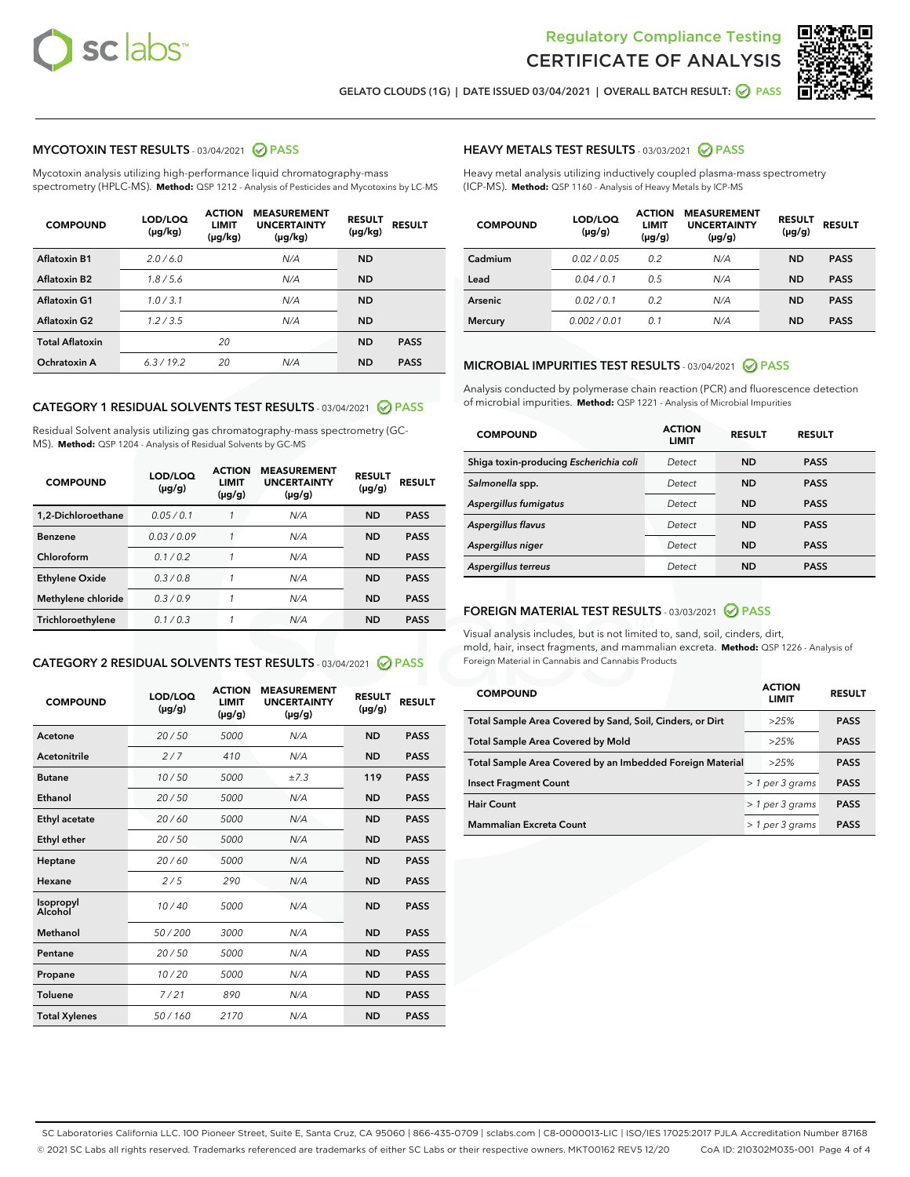Regulatory Compliance Testing

# CERTIFICATE OF ANALYSIS

GELATO CLOUDS (1G) | DATE ISSUED 03/04/2021 | OVERALL BATCH RESULT: PASS

## MYCOTOXIN TEST RESULTS - 03/04/2021 PASS

Mycotoxin analysis utilizing high-performance liquid chromatography-mass spectrometry (HPLC-MS). **Method:** QSP 1212 - Analysis of Pesticides and Mycotoxins by LC-MS

| COMPOUND | LOD/LOQ (µg/kg) | ACTION LIMIT (µg/kg) | MEASUREMENT UNCERTAINTY (µg/kg) | RESULT (µg/kg) | RESULT |
|---|---|---|---|---|---|
| Aflatoxin B1 | 2.0 / 6.0 | | N/A | ND | |
| Aflatoxin B2 | 1.8 / 5.6 | | N/A | ND | |
| Aflatoxin G1 | 1.0 / 3.1 | | N/A | ND | |
| Aflatoxin G2 | 1.2 / 3.5 | | N/A | ND | |
| Total Aflatoxin | | 20 | | ND | PASS |
| Ochratoxin A | 6.3 / 19.2 | 20 | N/A | ND | PASS |

## CATEGORY 1 RESIDUAL SOLVENTS TEST RESULTS - 03/04/2021 PASS

Residual Solvent analysis utilizing gas chromatography-mass spectrometry (GC-MS). **Method:** QSP 1204 - Analysis of Residual Solvents by GC-MS

| COMPOUND | LOD/LOQ (µg/g) | ACTION LIMIT (µg/g) | MEASUREMENT UNCERTAINTY (µg/g) | RESULT (µg/g) | RESULT |
|---|---|---|---|---|---|
| 1,2-Dichloroethane | 0.05 / 0.1 | 1 | N/A | ND | PASS |
| Benzene | 0.03 / 0.09 | 1 | N/A | ND | PASS |
| Chloroform | 0.1 / 0.2 | 1 | N/A | ND | PASS |
| Ethylene Oxide | 0.3 / 0.8 | 1 | N/A | ND | PASS |
| Methylene chloride | 0.3 / 0.9 | 1 | N/A | ND | PASS |
| Trichloroethylene | 0.1 / 0.3 | 1 | N/A | ND | PASS |

## CATEGORY 2 RESIDUAL SOLVENTS TEST RESULTS - 03/04/2021 PASS

| COMPOUND | LOD/LOQ (µg/g) | ACTION LIMIT (µg/g) | MEASUREMENT UNCERTAINTY (µg/g) | RESULT (µg/g) | RESULT |
|---|---|---|---|---|---|
| Acetone | 20 / 50 | 5000 | N/A | ND | PASS |
| Acetonitrile | 2 / 7 | 410 | N/A | ND | PASS |
| Butane | 10 / 50 | 5000 | ±7.3 | 119 | PASS |
| Ethanol | 20 / 50 | 5000 | N/A | ND | PASS |
| Ethyl acetate | 20 / 60 | 5000 | N/A | ND | PASS |
| Ethyl ether | 20 / 50 | 5000 | N/A | ND | PASS |
| Heptane | 20 / 60 | 5000 | N/A | ND | PASS |
| Hexane | 2 / 5 | 290 | N/A | ND | PASS |
| Isopropyl Alcohol | 10 / 40 | 5000 | N/A | ND | PASS |
| Methanol | 50 / 200 | 3000 | N/A | ND | PASS |
| Pentane | 20 / 50 | 5000 | N/A | ND | PASS |
| Propane | 10 / 20 | 5000 | N/A | ND | PASS |
| Toluene | 7 / 21 | 890 | N/A | ND | PASS |
| Total Xylenes | 50 / 160 | 2170 | N/A | ND | PASS |

## HEAVY METALS TEST RESULTS - 03/03/2021 PASS

Heavy metal analysis utilizing inductively coupled plasma-mass spectrometry (ICP-MS). **Method:** QSP 1160 - Analysis of Heavy Metals by ICP-MS

| COMPOUND | LOD/LOQ (µg/g) | ACTION LIMIT (µg/g) | MEASUREMENT UNCERTAINTY (µg/g) | RESULT (µg/g) | RESULT |
|---|---|---|---|---|---|
| Cadmium | 0.02 / 0.05 | 0.2 | N/A | ND | PASS |
| Lead | 0.04 / 0.1 | 0.5 | N/A | ND | PASS |
| Arsenic | 0.02 / 0.1 | 0.2 | N/A | ND | PASS |
| Mercury | 0.002 / 0.01 | 0.1 | N/A | ND | PASS |

## MICROBIAL IMPURITIES TEST RESULTS - 03/04/2021 PASS

Analysis conducted by polymerase chain reaction (PCR) and fluorescence detection of microbial impurities. **Method:** QSP 1221 - Analysis of Microbial Impurities

| COMPOUND | ACTION LIMIT | RESULT | RESULT |
|---|---|---|---|
| *Shiga toxin-producing Escherichia coli* | Detect | ND | PASS |
| *Salmonella* spp. | Detect | ND | PASS |
| *Aspergillus fumigatus* | Detect | ND | PASS |
| *Aspergillus flavus* | Detect | ND | PASS |
| *Aspergillus niger* | Detect | ND | PASS |
| *Aspergillus terreus* | Detect | ND | PASS |

## FOREIGN MATERIAL TEST RESULTS - 03/03/2021 PASS

Visual analysis includes, but is not limited to, sand, soil, cinders, dirt, mold, hair, insect fragments, and mammalian excreta. **Method:** QSP 1226 - Analysis of Foreign Material in Cannabis and Cannabis Products

| COMPOUND | ACTION LIMIT | RESULT |
|---|---|---|
| Total Sample Area Covered by Sand, Soil, Cinders, or Dirt | >25% | PASS |
| Total Sample Area Covered by Mold | >25% | PASS |
| Total Sample Area Covered by an Imbedded Foreign Material | >25% | PASS |
| Insect Fragment Count | > 1 per 3 grams | PASS |
| Hair Count | > 1 per 3 grams | PASS |
| Mammalian Excreta Count | > 1 per 3 grams | PASS |

SC Laboratories California LLC. 100 Pioneer Street, Suite E, Santa Cruz, CA 95060 | 866-435-0709 | sclabs.com | C8-0000013-LIC | ISO/IES 17025:2017 PJLA Accreditation Number 87168
© 2021 SC Labs all rights reserved. Trademarks referenced are trademarks of either SC Labs or their respective owners. MKT00162 REV5 12/20 CoA ID: 210302M035-001